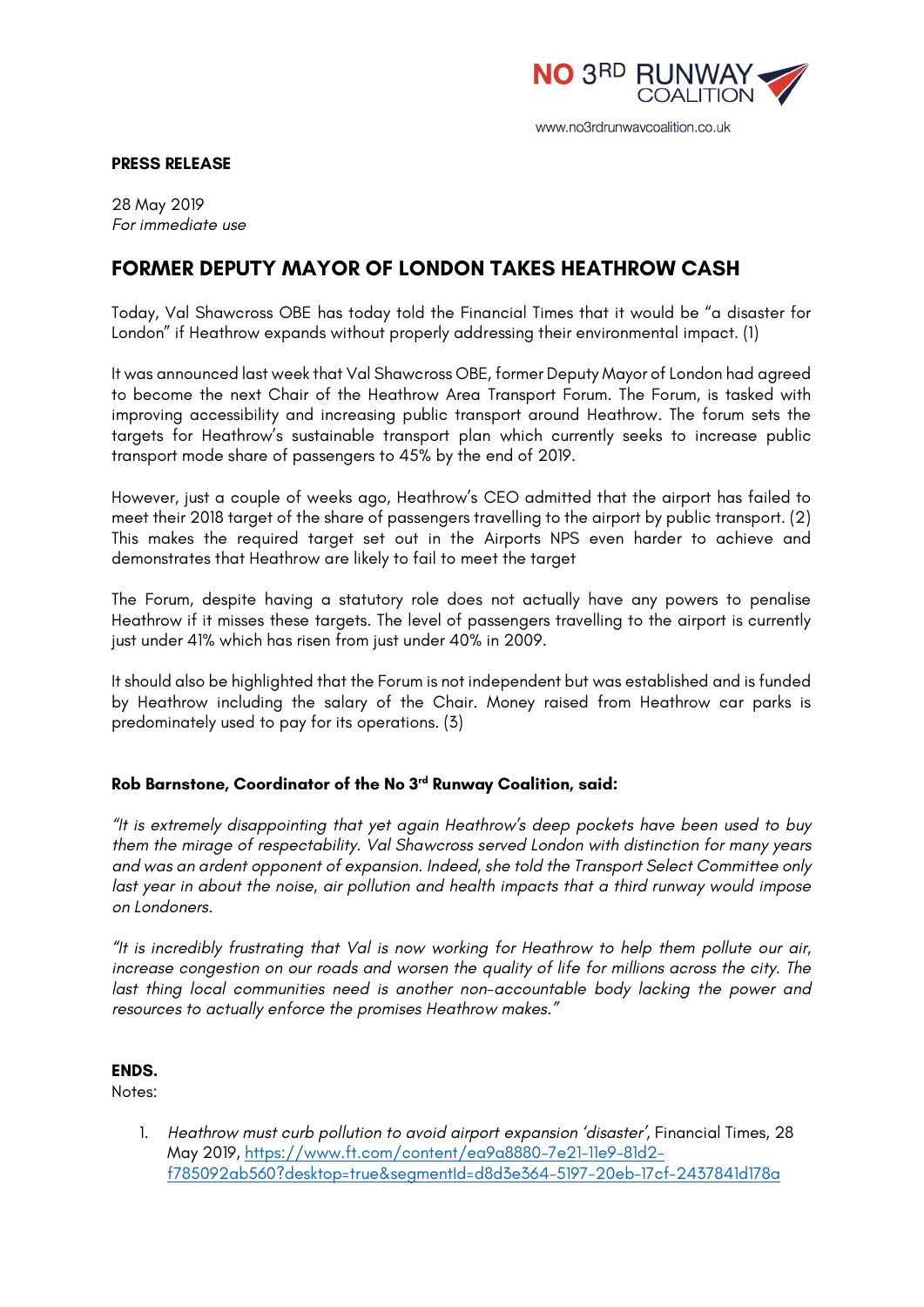NO 3RD RUNWAY COALITION

www.no3rdrunwaycoalition.co.uk

**PRESS RELEASE**

28 May 2019
*For immediate use*

# FORMER DEPUTY MAYOR OF LONDON TAKES HEATHROW CASH

Today, Val Shawcross OBE has today told the Financial Times that it would be "a disaster for London" if Heathrow expands without properly addressing their environmental impact. (1)

It was announced last week that Val Shawcross OBE, former Deputy Mayor of London had agreed to become the next Chair of the Heathrow Area Transport Forum. The Forum, is tasked with improving accessibility and increasing public transport around Heathrow. The forum sets the targets for Heathrow's sustainable transport plan which currently seeks to increase public transport mode share of passengers to 45% by the end of 2019.

However, just a couple of weeks ago, Heathrow's CEO admitted that the airport has failed to meet their 2018 target of the share of passengers travelling to the airport by public transport. (2) This makes the required target set out in the Airports NPS even harder to achieve and demonstrates that Heathrow are likely to fail to meet the target

The Forum, despite having a statutory role does not actually have any powers to penalise Heathrow if it misses these targets. The level of passengers travelling to the airport is currently just under 41% which has risen from just under 40% in 2009.

It should also be highlighted that the Forum is not independent but was established and is funded by Heathrow including the salary of the Chair. Money raised from Heathrow car parks is predominately used to pay for its operations. (3)

**Rob Barnstone, Coordinator of the No 3rd Runway Coalition, said:**

*"It is extremely disappointing that yet again Heathrow's deep pockets have been used to buy them the mirage of respectability. Val Shawcross served London with distinction for many years and was an ardent opponent of expansion. Indeed, she told the Transport Select Committee only last year in about the noise, air pollution and health impacts that a third runway would impose on Londoners.*

*"It is incredibly frustrating that Val is now working for Heathrow to help them pollute our air, increase congestion on our roads and worsen the quality of life for millions across the city. The last thing local communities need is another non-accountable body lacking the power and resources to actually enforce the promises Heathrow makes."*

**ENDS.**

Notes:

1. *Heathrow must curb pollution to avoid airport expansion 'disaster'*, Financial Times, 28 May 2019, https://www.ft.com/content/ea9a8880-7e21-11e9-81d2-f785092ab560?desktop=true&segmentId=d8d3e364-5197-20eb-17cf-2437841d178a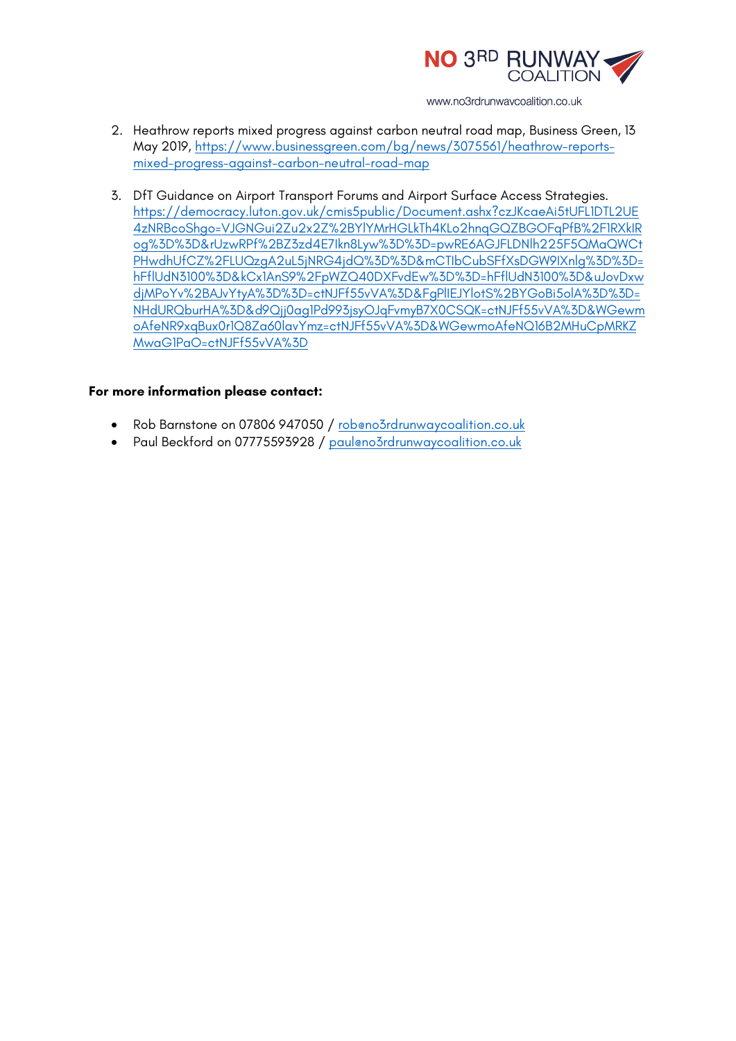2. Heathrow reports mixed progress against carbon neutral road map, Business Green, 13 May 2019, https://www.businessgreen.com/bg/news/3075561/heathrow-reports-mixed-progress-against-carbon-neutral-road-map

3. DfT Guidance on Airport Transport Forums and Airport Surface Access Strategies. https://democracy.luton.gov.uk/cmis5public/Document.ashx?czJKcaeAi5tUFL1DTL2UE4zNRBcoShgo=VJGNGui2Zu2x2Z%2BYlYMrHGLkTh4KLo2hnqGQZBGOFqPfB%2F1RXkIRog%3D%3D&rUzwRPf%2BZ3zd4E7Ikn8Lyw%3D%3D=pwRE6AGJFLDNlh225F5QMaQWCtPHwdhUfCZ%2FLUQzgA2uL5jNRG4jdQ%3D%3D&mCTIbCubSFfXsDGW9IXnlg%3D%3D=hFflUdN3100%3D&kCx1AnS9%2FpWZQ40DXFvdEw%3D%3D=hFflUdN3100%3D&uJovDxwdjMPoYv%2BAJvYtyA%3D%3D=ctNJFf55vVA%3D&FgPlIEJYlotS%2BYGoBi5olA%3D%3D=NHdURQburHA%3D&d9Qjj0ag1Pd993jsyOJqFvmyB7X0CSQK=ctNJFf55vVA%3D&WGewmoAfeNR9xqBux0r1Q8Za60lavYmz=ctNJFf55vVA%3D&WGewmoAfeNQ16B2MHuCpMRKZMwaG1PaO=ctNJFf55vVA%3D

**For more information please contact:**

- Rob Barnstone on 07806 947050 / rob@no3rdrunwaycoalition.co.uk
- Paul Beckford on 07775593928 / paul@no3rdrunwaycoalition.co.uk